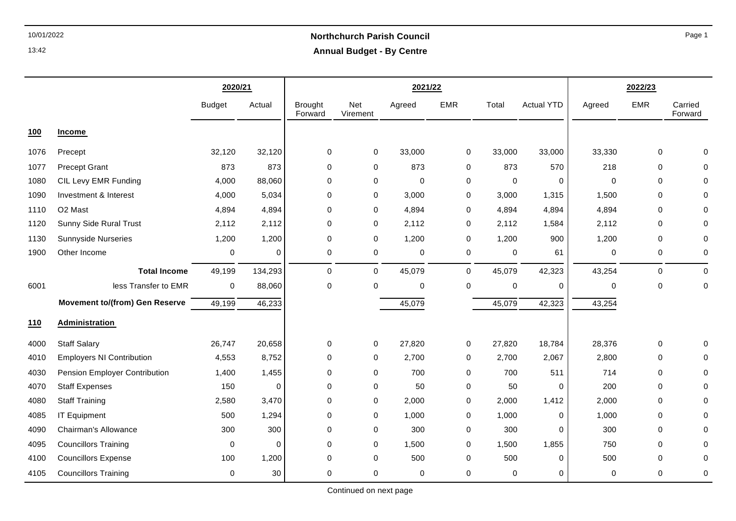# Northchurch Parish Council

## Annual Budget - By Centre

| | | 2020/21 | | 2021/22 | | | | | | 2022/23 | | |
|---|---|---|---|---|---|---|---|---|---|---|---|---|
| | | Budget | Actual | Brought Forward | Net Virement | Agreed | EMR | Total | Actual YTD | Agreed | EMR | Carried Forward |
| **100** | **Income** | | | | | | | | | | | |
| 1076 | Precept | 32,120 | 32,120 | 0 | 0 | 33,000 | 0 | 33,000 | 33,000 | 33,330 | 0 | 0 |
| 1077 | Precept Grant | 873 | 873 | 0 | 0 | 873 | 0 | 873 | 570 | 218 | 0 | 0 |
| 1080 | CIL Levy EMR Funding | 4,000 | 88,060 | 0 | 0 | 0 | 0 | 0 | 0 | 0 | 0 | 0 |
| 1090 | Investment & Interest | 4,000 | 5,034 | 0 | 0 | 3,000 | 0 | 3,000 | 1,315 | 1,500 | 0 | 0 |
| 1110 | O2 Mast | 4,894 | 4,894 | 0 | 0 | 4,894 | 0 | 4,894 | 4,894 | 4,894 | 0 | 0 |
| 1120 | Sunny Side Rural Trust | 2,112 | 2,112 | 0 | 0 | 2,112 | 0 | 2,112 | 1,584 | 2,112 | 0 | 0 |
| 1130 | Sunnyside Nurseries | 1,200 | 1,200 | 0 | 0 | 1,200 | 0 | 1,200 | 900 | 1,200 | 0 | 0 |
| 1900 | Other Income | 0 | 0 | 0 | 0 | 0 | 0 | 0 | 61 | 0 | 0 | 0 |
| | **Total Income** | 49,199 | 134,293 | 0 | 0 | 45,079 | 0 | 45,079 | 42,323 | 43,254 | 0 | 0 |
| 6001 | less Transfer to EMR | 0 | 88,060 | 0 | 0 | 0 | 0 | 0 | 0 | 0 | 0 | 0 |
| | **Movement to/(from) Gen Reserve** | 49,199 | 46,233 | | | 45,079 | | 45,079 | 42,323 | 43,254 | | |
| **110** | **Administration** | | | | | | | | | | | |
| 4000 | Staff Salary | 26,747 | 20,658 | 0 | 0 | 27,820 | 0 | 27,820 | 18,784 | 28,376 | 0 | 0 |
| 4010 | Employers NI Contribution | 4,553 | 8,752 | 0 | 0 | 2,700 | 0 | 2,700 | 2,067 | 2,800 | 0 | 0 |
| 4030 | Pension Employer Contribution | 1,400 | 1,455 | 0 | 0 | 700 | 0 | 700 | 511 | 714 | 0 | 0 |
| 4070 | Staff Expenses | 150 | 0 | 0 | 0 | 50 | 0 | 50 | 0 | 200 | 0 | 0 |
| 4080 | Staff Training | 2,580 | 3,470 | 0 | 0 | 2,000 | 0 | 2,000 | 1,412 | 2,000 | 0 | 0 |
| 4085 | IT Equipment | 500 | 1,294 | 0 | 0 | 1,000 | 0 | 1,000 | 0 | 1,000 | 0 | 0 |
| 4090 | Chairman's Allowance | 300 | 300 | 0 | 0 | 300 | 0 | 300 | 0 | 300 | 0 | 0 |
| 4095 | Councillors Training | 0 | 0 | 0 | 0 | 1,500 | 0 | 1,500 | 1,855 | 750 | 0 | 0 |
| 4100 | Councillors Expense | 100 | 1,200 | 0 | 0 | 500 | 0 | 500 | 0 | 500 | 0 | 0 |
| 4105 | Councillors Training | 0 | 30 | 0 | 0 | 0 | 0 | 0 | 0 | 0 | 0 | 0 |

Continued on next page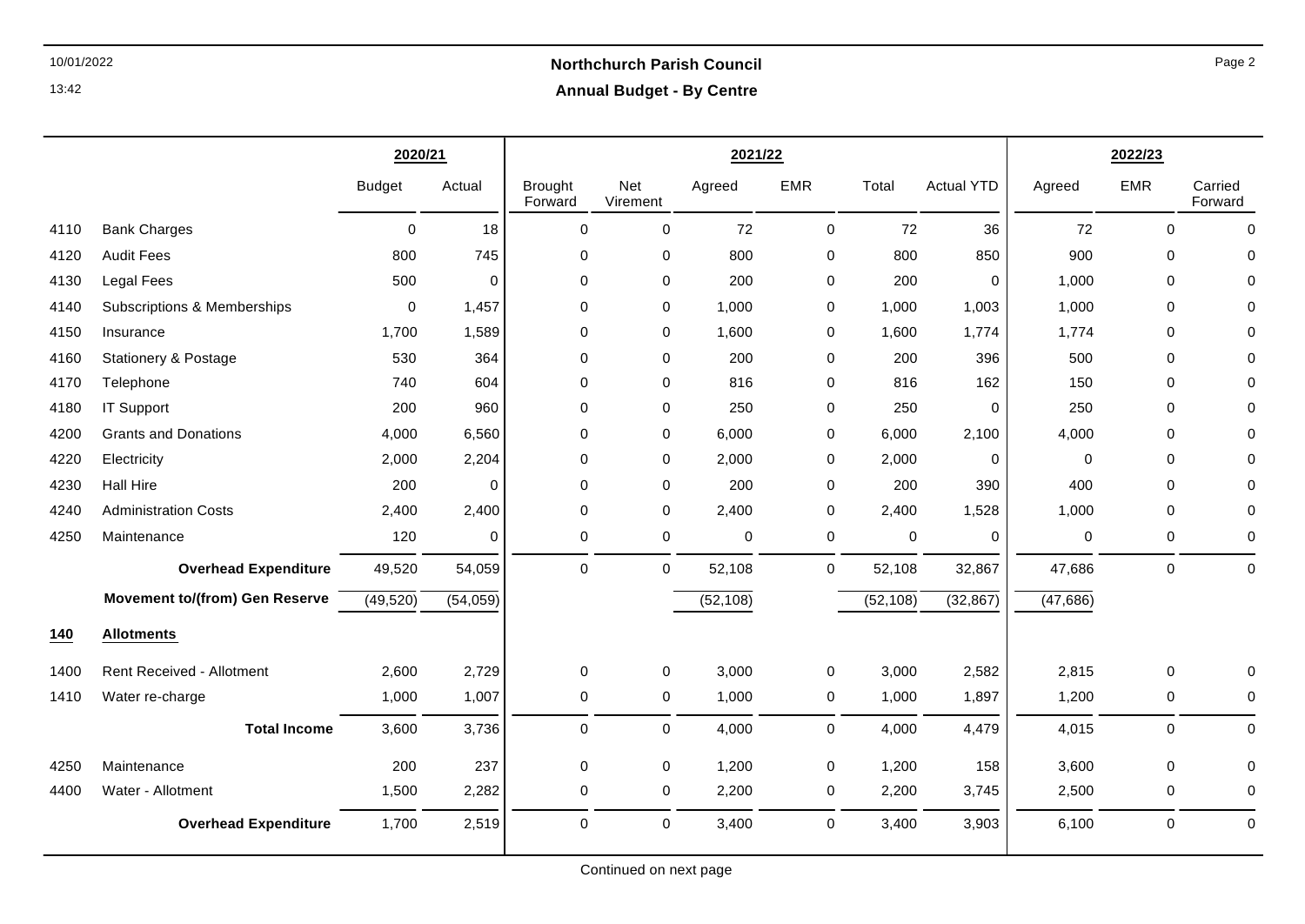| | | 2020/21 | | 2021/22 | | | | | | 2022/23 | | |
|---|---|---|---|---|---|---|---|---|---|---|---|---|
| | | Budget | Actual | Brought Forward | Net Virement | Agreed | EMR | Total | Actual YTD | Agreed | EMR | Carried Forward |
| 4110 | Bank Charges | 0 | 18 | 0 | 0 | 72 | 0 | 72 | 36 | 72 | 0 | 0 |
| 4120 | Audit Fees | 800 | 745 | 0 | 0 | 800 | 0 | 800 | 850 | 900 | 0 | 0 |
| 4130 | Legal Fees | 500 | 0 | 0 | 0 | 200 | 0 | 200 | 0 | 1,000 | 0 | 0 |
| 4140 | Subscriptions & Memberships | 0 | 1,457 | 0 | 0 | 1,000 | 0 | 1,000 | 1,003 | 1,000 | 0 | 0 |
| 4150 | Insurance | 1,700 | 1,589 | 0 | 0 | 1,600 | 0 | 1,600 | 1,774 | 1,774 | 0 | 0 |
| 4160 | Stationery & Postage | 530 | 364 | 0 | 0 | 200 | 0 | 200 | 396 | 500 | 0 | 0 |
| 4170 | Telephone | 740 | 604 | 0 | 0 | 816 | 0 | 816 | 162 | 150 | 0 | 0 |
| 4180 | IT Support | 200 | 960 | 0 | 0 | 250 | 0 | 250 | 0 | 250 | 0 | 0 |
| 4200 | Grants and Donations | 4,000 | 6,560 | 0 | 0 | 6,000 | 0 | 6,000 | 2,100 | 4,000 | 0 | 0 |
| 4220 | Electricity | 2,000 | 2,204 | 0 | 0 | 2,000 | 0 | 2,000 | 0 | 0 | 0 | 0 |
| 4230 | Hall Hire | 200 | 0 | 0 | 0 | 200 | 0 | 200 | 390 | 400 | 0 | 0 |
| 4240 | Administration Costs | 2,400 | 2,400 | 0 | 0 | 2,400 | 0 | 2,400 | 1,528 | 1,000 | 0 | 0 |
| 4250 | Maintenance | 120 | 0 | 0 | 0 | 0 | 0 | 0 | 0 | 0 | 0 | 0 |
| | **Overhead Expenditure** | 49,520 | 54,059 | 0 | 0 | 52,108 | 0 | 52,108 | 32,867 | 47,686 | 0 | 0 |
| | **Movement to/(from) Gen Reserve** | (49,520) | (54,059) | | | (52,108) | | (52,108) | (32,867) | (47,686) | | |
| **140** | **Allotments** | | | | | | | | | | | |
| 1400 | Rent Received - Allotment | 2,600 | 2,729 | 0 | 0 | 3,000 | 0 | 3,000 | 2,582 | 2,815 | 0 | 0 |
| 1410 | Water re-charge | 1,000 | 1,007 | 0 | 0 | 1,000 | 0 | 1,000 | 1,897 | 1,200 | 0 | 0 |
| | **Total Income** | 3,600 | 3,736 | 0 | 0 | 4,000 | 0 | 4,000 | 4,479 | 4,015 | 0 | 0 |
| 4250 | Maintenance | 200 | 237 | 0 | 0 | 1,200 | 0 | 1,200 | 158 | 3,600 | 0 | 0 |
| 4400 | Water - Allotment | 1,500 | 2,282 | 0 | 0 | 2,200 | 0 | 2,200 | 3,745 | 2,500 | 0 | 0 |
| | **Overhead Expenditure** | 1,700 | 2,519 | 0 | 0 | 3,400 | 0 | 3,400 | 3,903 | 6,100 | 0 | 0 |

Continued on next page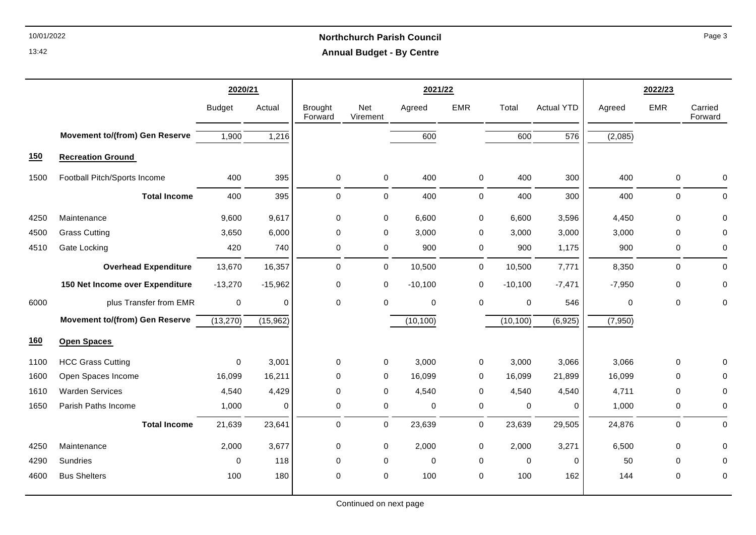| | | 2020/21 | | 2021/22 | | | | | | 2022/23 | | |
|---|---|---|---|---|---|---|---|---|---|---|---|---|
| | | Budget | Actual | Brought Forward | Net Virement | Agreed | EMR | Total | Actual YTD | Agreed | EMR | Carried Forward |
| | **Movement to/(from) Gen Reserve** | 1,900 | 1,216 | | | 600 | | 600 | 576 | (2,085) | | |
| **150** | **Recreation Ground** | | | | | | | | | | | |
| 1500 | Football Pitch/Sports Income | 400 | 395 | 0 | 0 | 400 | 0 | 400 | 300 | 400 | 0 | 0 |
| | **Total Income** | 400 | 395 | 0 | 0 | 400 | 0 | 400 | 300 | 400 | 0 | 0 |
| 4250 | Maintenance | 9,600 | 9,617 | 0 | 0 | 6,600 | 0 | 6,600 | 3,596 | 4,450 | 0 | 0 |
| 4500 | Grass Cutting | 3,650 | 6,000 | 0 | 0 | 3,000 | 0 | 3,000 | 3,000 | 3,000 | 0 | 0 |
| 4510 | Gate Locking | 420 | 740 | 0 | 0 | 900 | 0 | 900 | 1,175 | 900 | 0 | 0 |
| | **Overhead Expenditure** | 13,670 | 16,357 | 0 | 0 | 10,500 | 0 | 10,500 | 7,771 | 8,350 | 0 | 0 |
| | **150 Net Income over Expenditure** | -13,270 | -15,962 | 0 | 0 | -10,100 | 0 | -10,100 | -7,471 | -7,950 | 0 | 0 |
| 6000 | plus Transfer from EMR | 0 | 0 | 0 | 0 | 0 | 0 | 0 | 546 | 0 | 0 | 0 |
| | **Movement to/(from) Gen Reserve** | (13,270) | (15,962) | | | (10,100) | | (10,100) | (6,925) | (7,950) | | |
| **160** | **Open Spaces** | | | | | | | | | | | |
| 1100 | HCC Grass Cutting | 0 | 3,001 | 0 | 0 | 3,000 | 0 | 3,000 | 3,066 | 3,066 | 0 | 0 |
| 1600 | Open Spaces Income | 16,099 | 16,211 | 0 | 0 | 16,099 | 0 | 16,099 | 21,899 | 16,099 | 0 | 0 |
| 1610 | Warden Services | 4,540 | 4,429 | 0 | 0 | 4,540 | 0 | 4,540 | 4,540 | 4,711 | 0 | 0 |
| 1650 | Parish Paths Income | 1,000 | 0 | 0 | 0 | 0 | 0 | 0 | 0 | 1,000 | 0 | 0 |
| | **Total Income** | 21,639 | 23,641 | 0 | 0 | 23,639 | 0 | 23,639 | 29,505 | 24,876 | 0 | 0 |
| 4250 | Maintenance | 2,000 | 3,677 | 0 | 0 | 2,000 | 0 | 2,000 | 3,271 | 6,500 | 0 | 0 |
| 4290 | Sundries | 0 | 118 | 0 | 0 | 0 | 0 | 0 | 0 | 50 | 0 | 0 |
| 4600 | Bus Shelters | 100 | 180 | 0 | 0 | 100 | 0 | 100 | 162 | 144 | 0 | 0 |

Continued on next page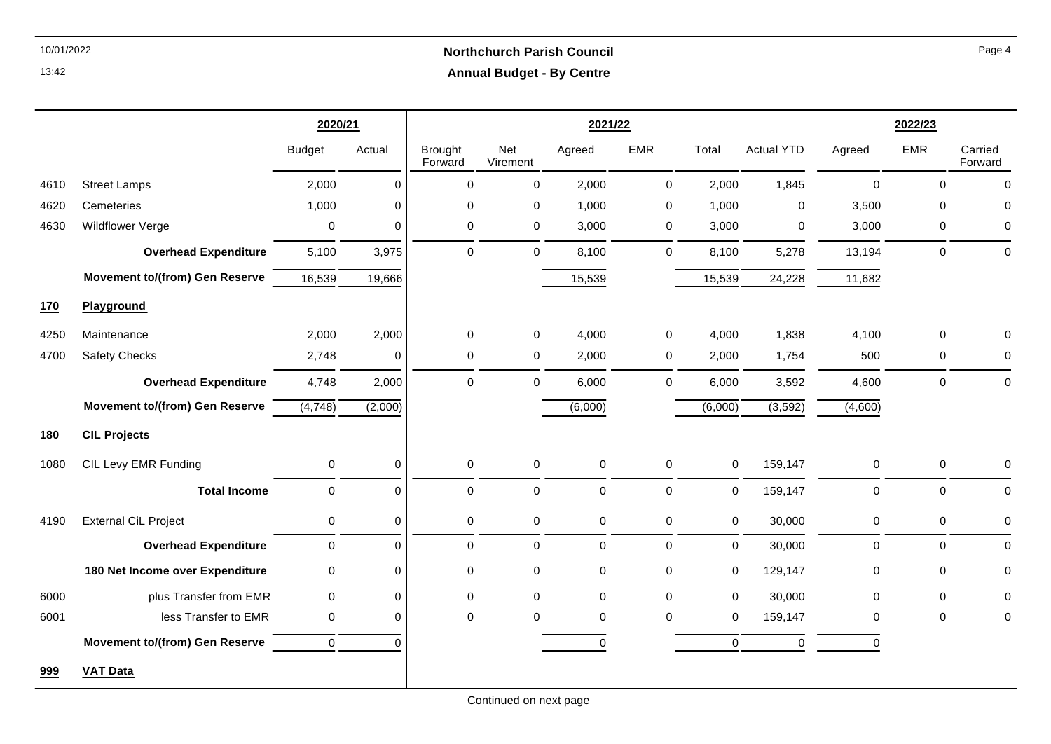# Northchurch Parish Council

## Annual Budget - By Centre

| | | 2020/21 | | 2021/22 | | | | | | 2022/23 | | |
|---|---|---|---|---|---|---|---|---|---|---|---|---|
| | | Budget | Actual | Brought Forward | Net Virement | Agreed | EMR | Total | Actual YTD | Agreed | EMR | Carried Forward |
| 4610 | Street Lamps | 2,000 | 0 | 0 | 0 | 2,000 | 0 | 2,000 | 1,845 | 0 | 0 | 0 |
| 4620 | Cemeteries | 1,000 | 0 | 0 | 0 | 1,000 | 0 | 1,000 | 0 | 3,500 | 0 | 0 |
| 4630 | Wildflower Verge | 0 | 0 | 0 | 0 | 3,000 | 0 | 3,000 | 0 | 3,000 | 0 | 0 |
| | **Overhead Expenditure** | 5,100 | 3,975 | 0 | 0 | 8,100 | 0 | 8,100 | 5,278 | 13,194 | 0 | 0 |
| | **Movement to/(from) Gen Reserve** | 16,539 | 19,666 | | | 15,539 | | 15,539 | 24,228 | 11,682 | | |
| **170** | **Playground** | | | | | | | | | | | |
| 4250 | Maintenance | 2,000 | 2,000 | 0 | 0 | 4,000 | 0 | 4,000 | 1,838 | 4,100 | 0 | 0 |
| 4700 | Safety Checks | 2,748 | 0 | 0 | 0 | 2,000 | 0 | 2,000 | 1,754 | 500 | 0 | 0 |
| | **Overhead Expenditure** | 4,748 | 2,000 | 0 | 0 | 6,000 | 0 | 6,000 | 3,592 | 4,600 | 0 | 0 |
| | **Movement to/(from) Gen Reserve** | (4,748) | (2,000) | | | (6,000) | | (6,000) | (3,592) | (4,600) | | |
| **180** | **CIL Projects** | | | | | | | | | | | |
| 1080 | CIL Levy EMR Funding | 0 | 0 | 0 | 0 | 0 | 0 | 0 | 159,147 | 0 | 0 | 0 |
| | **Total Income** | 0 | 0 | 0 | 0 | 0 | 0 | 0 | 159,147 | 0 | 0 | 0 |
| 4190 | External CiL Project | 0 | 0 | 0 | 0 | 0 | 0 | 0 | 30,000 | 0 | 0 | 0 |
| | **Overhead Expenditure** | 0 | 0 | 0 | 0 | 0 | 0 | 0 | 30,000 | 0 | 0 | 0 |
| | **180 Net Income over Expenditure** | 0 | 0 | 0 | 0 | 0 | 0 | 0 | 129,147 | 0 | 0 | 0 |
| 6000 | plus Transfer from EMR | 0 | 0 | 0 | 0 | 0 | 0 | 0 | 30,000 | 0 | 0 | 0 |
| 6001 | less Transfer to EMR | 0 | 0 | 0 | 0 | 0 | 0 | 0 | 159,147 | 0 | 0 | 0 |
| | **Movement to/(from) Gen Reserve** | 0 | 0 | | | 0 | | 0 | 0 | 0 | | |
| **999** | **VAT Data** | | | | | | | | | | | |

Continued on next page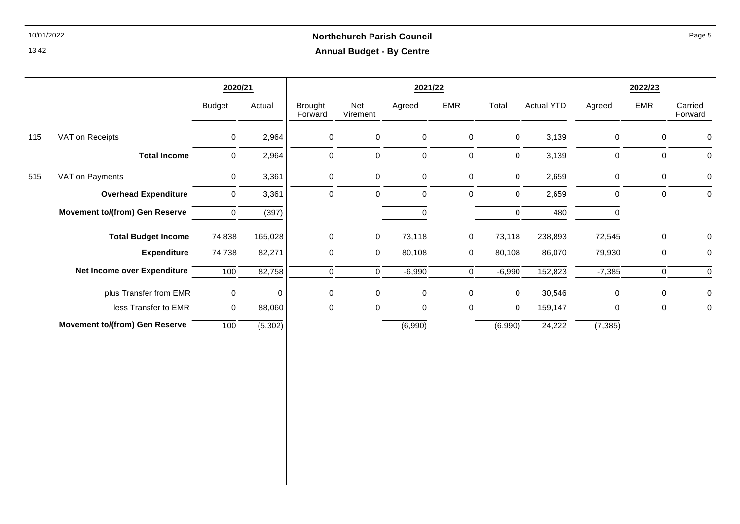# Northchurch Parish Council

## Annual Budget - By Centre

| | | 2020/21 | | 2021/22 | | | | | | 2022/23 | | |
|---|---|---|---|---|---|---|---|---|---|---|---|---|
| | | Budget | Actual | Brought Forward | Net Virement | Agreed | EMR | Total | Actual YTD | Agreed | EMR | Carried Forward |
| 115 | VAT on Receipts | 0 | 2,964 | 0 | 0 | 0 | 0 | 0 | 3,139 | 0 | 0 | 0 |
| | **Total Income** | 0 | 2,964 | 0 | 0 | 0 | 0 | 0 | 3,139 | 0 | 0 | 0 |
| 515 | VAT on Payments | 0 | 3,361 | 0 | 0 | 0 | 0 | 0 | 2,659 | 0 | 0 | 0 |
| | **Overhead Expenditure** | 0 | 3,361 | 0 | 0 | 0 | 0 | 0 | 2,659 | 0 | 0 | 0 |
| | **Movement to/(from) Gen Reserve** | 0 | (397) | | | 0 | | 0 | 480 | 0 | | |
| | **Total Budget Income** | 74,838 | 165,028 | 0 | 0 | 73,118 | 0 | 73,118 | 238,893 | 72,545 | 0 | 0 |
| | **Expenditure** | 74,738 | 82,271 | 0 | 0 | 80,108 | 0 | 80,108 | 86,070 | 79,930 | 0 | 0 |
| | **Net Income over Expenditure** | 100 | 82,758 | 0 | 0 | -6,990 | 0 | -6,990 | 152,823 | -7,385 | 0 | 0 |
| | plus Transfer from EMR | 0 | 0 | 0 | 0 | 0 | 0 | 0 | 30,546 | 0 | 0 | 0 |
| | less Transfer to EMR | 0 | 88,060 | 0 | 0 | 0 | 0 | 0 | 159,147 | 0 | 0 | 0 |
| | **Movement to/(from) Gen Reserve** | 100 | (5,302) | | | (6,990) | | (6,990) | 24,222 | (7,385) | | |